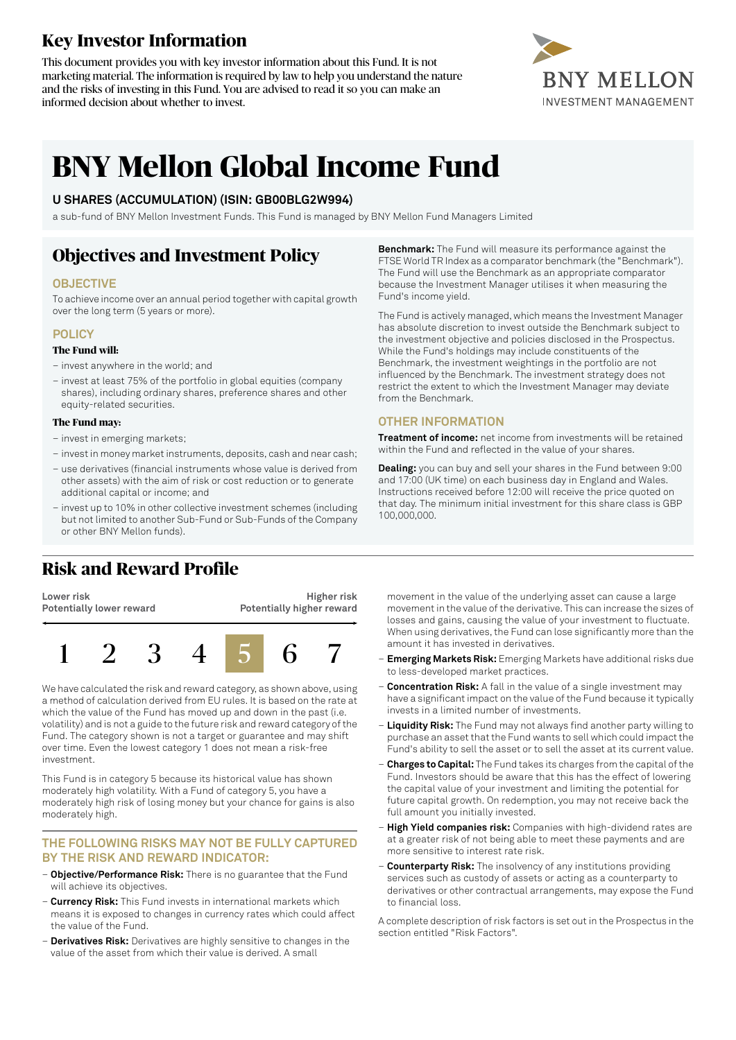# Key Investor Information

This document provides you with key investor information about this Fund. It is not marketing material. The information is required by law to help you understand the nature and the risks of investing in this Fund. You are advised to read it so you can make an informed decision about whether to invest.

BNY MELLON INVESTMENT MANAGEMENT

# BNY Mellon Global Income Fund

**U SHARES (ACCUMULATION) (ISIN: GB00BLG2W994)**

a sub-fund of BNY Mellon Investment Funds. This Fund is managed by BNY Mellon Fund Managers Limited

## Objectives and Investment Policy

### OBJECTIVE

To achieve income over an annual period together with capital growth over the long term (5 years or more).

### POLICY

**The Fund will:**

- invest anywhere in the world; and
- invest at least 75% of the portfolio in global equities (company shares), including ordinary shares, preference shares and other equity-related securities.

**The Fund may:**

- invest in emerging markets;
- invest in money market instruments, deposits, cash and near cash;
- use derivatives (financial instruments whose value is derived from other assets) with the aim of risk or cost reduction or to generate additional capital or income; and
- invest up to 10% in other collective investment schemes (including but not limited to another Sub-Fund or Sub-Funds of the Company or other BNY Mellon funds).

**Benchmark:** The Fund will measure its performance against the FTSE World TR Index as a comparator benchmark (the "Benchmark"). The Fund will use the Benchmark as an appropriate comparator because the Investment Manager utilises it when measuring the Fund's income yield.

The Fund is actively managed, which means the Investment Manager has absolute discretion to invest outside the Benchmark subject to the investment objective and policies disclosed in the Prospectus. While the Fund's holdings may include constituents of the Benchmark, the investment weightings in the portfolio are not influenced by the Benchmark. The investment strategy does not restrict the extent to which the Investment Manager may deviate from the Benchmark.

### OTHER INFORMATION

**Treatment of income:** net income from investments will be retained within the Fund and reflected in the value of your shares.

**Dealing:** you can buy and sell your shares in the Fund between 9:00 and 17:00 (UK time) on each business day in England and Wales. Instructions received before 12:00 will receive the price quoted on that day. The minimum initial investment for this share class is GBP 100,000,000.

## Risk and Reward Profile

| Lower risk<br>Potentially lower reward | | | | | | Higher risk<br>Potentially higher reward |
|---|---|---|---|---|---|---|
| 1 | 2 | 3 | 4 | **5** | 6 | 7 |

We have calculated the risk and reward category, as shown above, using a method of calculation derived from EU rules. It is based on the rate at which the value of the Fund has moved up and down in the past (i.e. volatility) and is not a guide to the future risk and reward category of the Fund. The category shown is not a target or guarantee and may shift over time. Even the lowest category 1 does not mean a risk-free investment.

This Fund is in category 5 because its historical value has shown moderately high volatility. With a Fund of category 5, you have a moderately high risk of losing money but your chance for gains is also moderately high.

### THE FOLLOWING RISKS MAY NOT BE FULLY CAPTURED BY THE RISK AND REWARD INDICATOR:

- **Objective/Performance Risk:** There is no guarantee that the Fund will achieve its objectives.
- **Currency Risk:** This Fund invests in international markets which means it is exposed to changes in currency rates which could affect the value of the Fund.
- **Derivatives Risk:** Derivatives are highly sensitive to changes in the value of the asset from which their value is derived. A small movement in the value of the underlying asset can cause a large movement in the value of the derivative. This can increase the sizes of losses and gains, causing the value of your investment to fluctuate. When using derivatives, the Fund can lose significantly more than the amount it has invested in derivatives.
- **Emerging Markets Risk:** Emerging Markets have additional risks due to less-developed market practices.
- **Concentration Risk:** A fall in the value of a single investment may have a significant impact on the value of the Fund because it typically invests in a limited number of investments.
- **Liquidity Risk:** The Fund may not always find another party willing to purchase an asset that the Fund wants to sell which could impact the Fund's ability to sell the asset or to sell the asset at its current value.
- **Charges to Capital:** The Fund takes its charges from the capital of the Fund. Investors should be aware that this has the effect of lowering the capital value of your investment and limiting the potential for future capital growth. On redemption, you may not receive back the full amount you initially invested.
- **High Yield companies risk:** Companies with high-dividend rates are at a greater risk of not being able to meet these payments and are more sensitive to interest rate risk.
- **Counterparty Risk:** The insolvency of any institutions providing services such as custody of assets or acting as a counterparty to derivatives or other contractual arrangements, may expose the Fund to financial loss.

A complete description of risk factors is set out in the Prospectus in the section entitled "Risk Factors".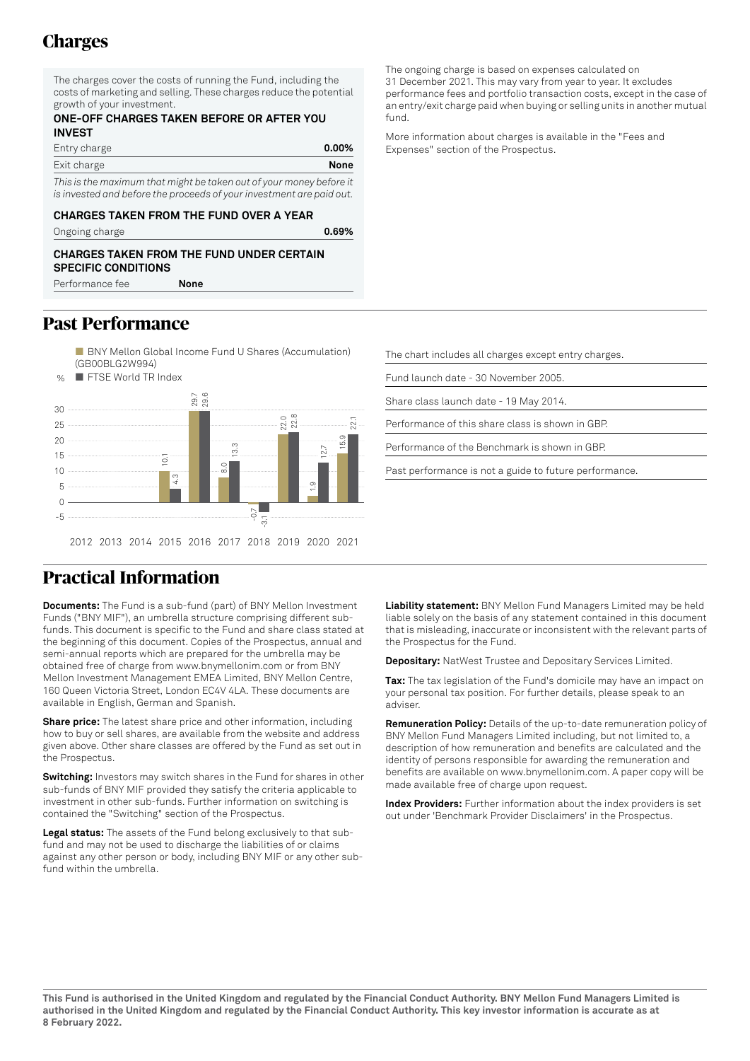## Charges

The charges cover the costs of running the Fund, including the costs of marketing and selling. These charges reduce the potential growth of your investment.

**ONE-OFF CHARGES TAKEN BEFORE OR AFTER YOU INVEST**

| | |
|---|---|
| Entry charge | **0.00%** |
| Exit charge | **None** |

*This is the maximum that might be taken out of your money before it is invested and before the proceeds of your investment are paid out.*

**CHARGES TAKEN FROM THE FUND OVER A YEAR**

| | |
|---|---|
| Ongoing charge | **0.69%** |

**CHARGES TAKEN FROM THE FUND UNDER CERTAIN SPECIFIC CONDITIONS**

| | |
|---|---|
| Performance fee | **None** |

The ongoing charge is based on expenses calculated on 31 December 2021. This may vary from year to year. It excludes performance fees and portfolio transaction costs, except in the case of an entry/exit charge paid when buying or selling units in another mutual fund.

More information about charges is available in the "Fees and Expenses" section of the Prospectus.

## Past Performance

BNY Mellon Global Income Fund U Shares (Accumulation) (GB00BLG2W994)

FTSE World TR Index

%

30
25
20
15
10
5
0
-5

2015: 10.1, 4.3
2016: 29.7, 29.6
2017: 8.0, 13.3
2018: -0.7, -3.1
2019: 22.0, 22.8
2020: 1.9, 12.7
2021: 15.9, 22.1

2012 2013 2014 2015 2016 2017 2018 2019 2020 2021

The chart includes all charges except entry charges.

Fund launch date - 30 November 2005.

Share class launch date - 19 May 2014.

Performance of this share class is shown in GBP.

Performance of the Benchmark is shown in GBP.

Past performance is not a guide to future performance.

## Practical Information

**Documents:** The Fund is a sub-fund (part) of BNY Mellon Investment Funds ("BNY MIF"), an umbrella structure comprising different sub-funds. This document is specific to the Fund and share class stated at the beginning of this document. Copies of the Prospectus, annual and semi-annual reports which are prepared for the umbrella may be obtained free of charge from www.bnymellonim.com or from BNY Mellon Investment Management EMEA Limited, BNY Mellon Centre, 160 Queen Victoria Street, London EC4V 4LA. These documents are available in English, German and Spanish.

**Share price:** The latest share price and other information, including how to buy or sell shares, are available from the website and address given above. Other share classes are offered by the Fund as set out in the Prospectus.

**Switching:** Investors may switch shares in the Fund for shares in other sub-funds of BNY MIF provided they satisfy the criteria applicable to investment in other sub-funds. Further information on switching is contained the "Switching" section of the Prospectus.

**Legal status:** The assets of the Fund belong exclusively to that sub-fund and may not be used to discharge the liabilities of or claims against any other person or body, including BNY MIF or any other sub-fund within the umbrella.

**Liability statement:** BNY Mellon Fund Managers Limited may be held liable solely on the basis of any statement contained in this document that is misleading, inaccurate or inconsistent with the relevant parts of the Prospectus for the Fund.

**Depositary:** NatWest Trustee and Depositary Services Limited.

**Tax:** The tax legislation of the Fund's domicile may have an impact on your personal tax position. For further details, please speak to an adviser.

**Remuneration Policy:** Details of the up-to-date remuneration policy of BNY Mellon Fund Managers Limited including, but not limited to, a description of how remuneration and benefits are calculated and the identity of persons responsible for awarding the remuneration and benefits are available on www.bnymellonim.com. A paper copy will be made available free of charge upon request.

**Index Providers:** Further information about the index providers is set out under 'Benchmark Provider Disclaimers' in the Prospectus.

**This Fund is authorised in the United Kingdom and regulated by the Financial Conduct Authority. BNY Mellon Fund Managers Limited is authorised in the United Kingdom and regulated by the Financial Conduct Authority. This key investor information is accurate as at 8 February 2022.**